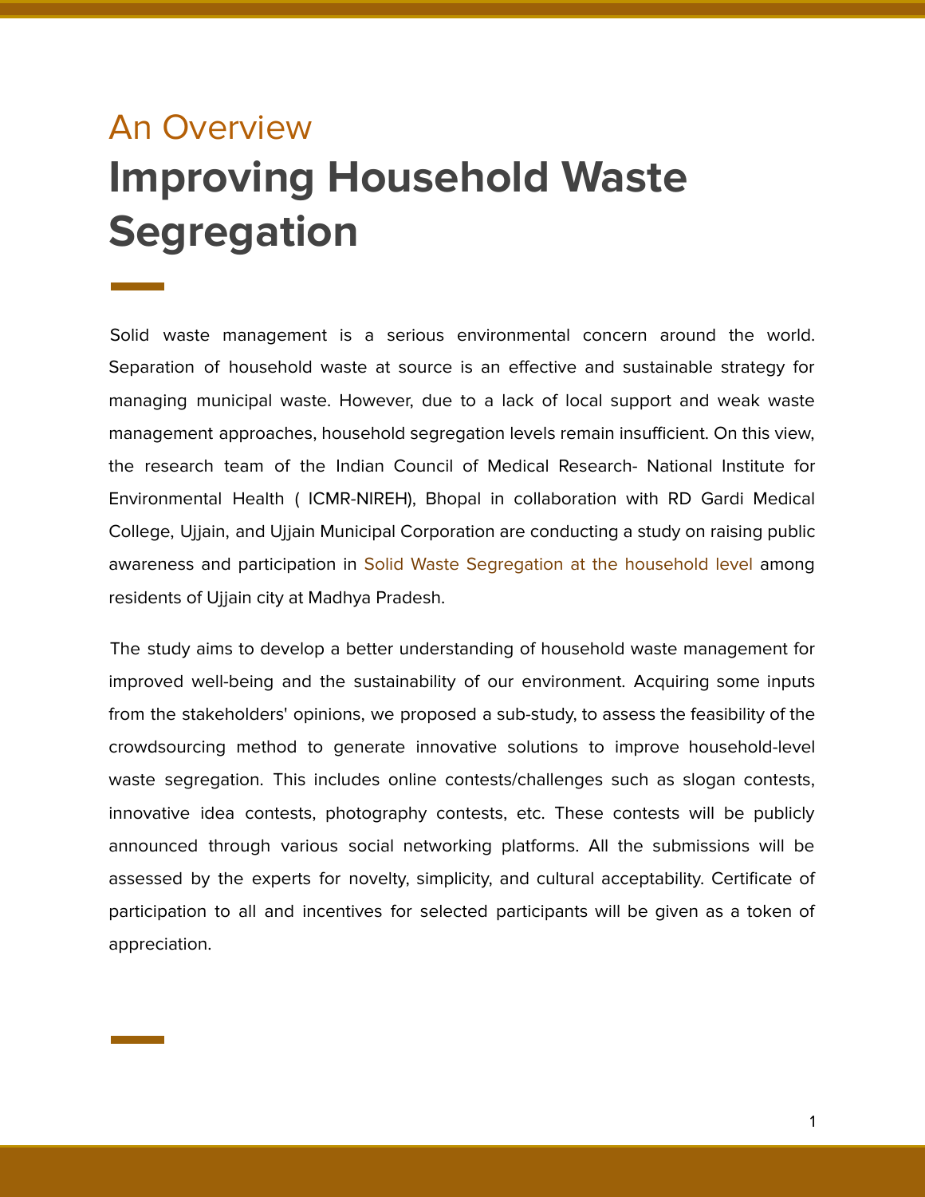## An Overview

# Improving Household Waste Segregation

Solid waste management is a serious environmental concern around the world. Separation of household waste at source is an effective and sustainable strategy for managing municipal waste. However, due to a lack of local support and weak waste management approaches, household segregation levels remain insufficient. On this view, the research team of the Indian Council of Medical Research- National Institute for Environmental Health ( ICMR-NIREH), Bhopal in collaboration with RD Gardi Medical College, Ujjain, and Ujjain Municipal Corporation are conducting a study on raising public awareness and participation in Solid Waste Segregation at the household level among residents of Ujjain city at Madhya Pradesh.

The study aims to develop a better understanding of household waste management for improved well-being and the sustainability of our environment. Acquiring some inputs from the stakeholders' opinions, we proposed a sub-study, to assess the feasibility of the crowdsourcing method to generate innovative solutions to improve household-level waste segregation. This includes online contests/challenges such as slogan contests, innovative idea contests, photography contests, etc. These contests will be publicly announced through various social networking platforms. All the submissions will be assessed by the experts for novelty, simplicity, and cultural acceptability. Certificate of participation to all and incentives for selected participants will be given as a token of appreciation.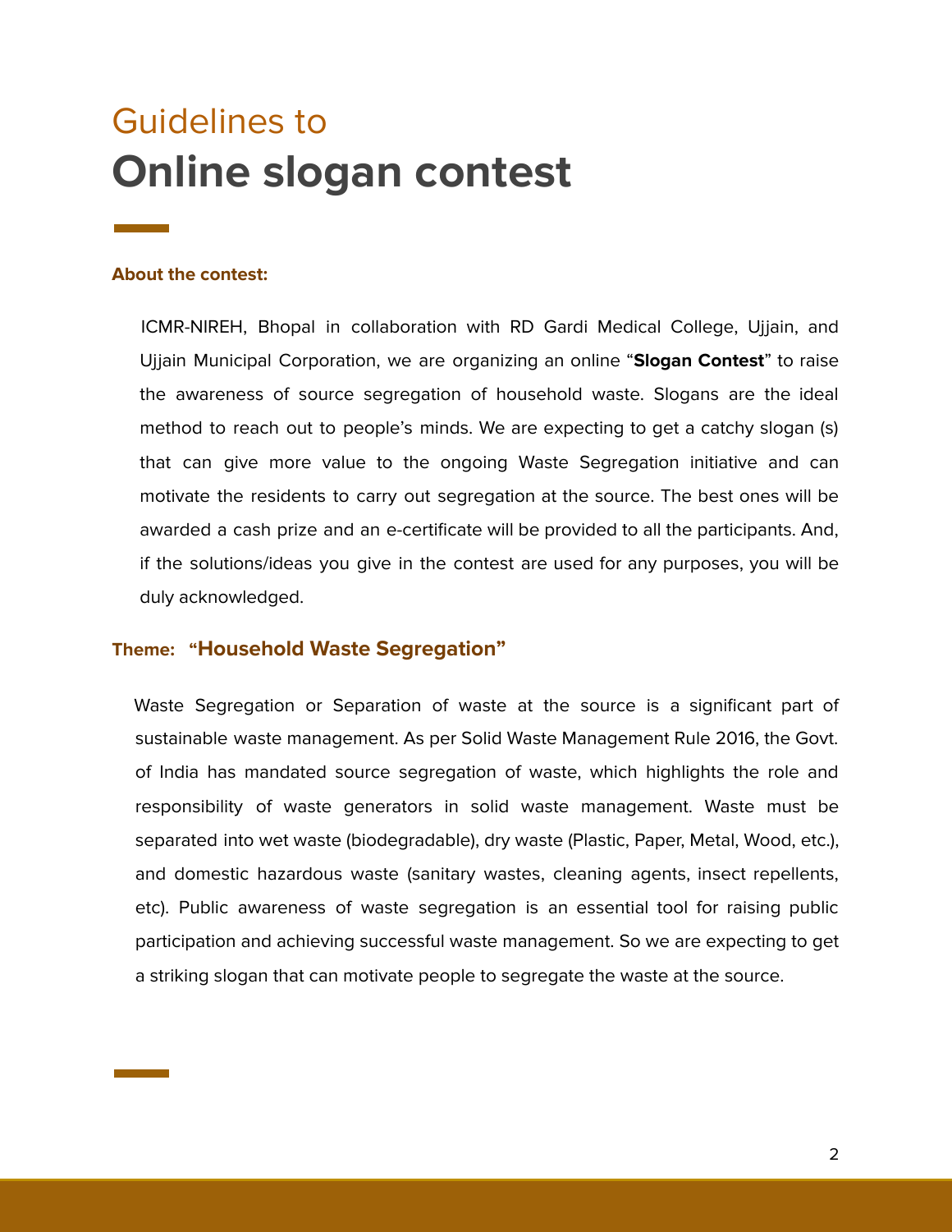## Guidelines to
# Online slogan contest

**About the contest:**

ICMR-NIREH, Bhopal in collaboration with RD Gardi Medical College, Ujjain, and Ujjain Municipal Corporation, we are organizing an online "**Slogan Contest**" to raise the awareness of source segregation of household waste. Slogans are the ideal method to reach out to people's minds. We are expecting to get a catchy slogan (s) that can give more value to the ongoing Waste Segregation initiative and can motivate the residents to carry out segregation at the source. The best ones will be awarded a cash prize and an e-certificate will be provided to all the participants. And, if the solutions/ideas you give in the contest are used for any purposes, you will be duly acknowledged.

**Theme: "Household Waste Segregation"**

Waste Segregation or Separation of waste at the source is a significant part of sustainable waste management. As per Solid Waste Management Rule 2016, the Govt. of India has mandated source segregation of waste, which highlights the role and responsibility of waste generators in solid waste management. Waste must be separated into wet waste (biodegradable), dry waste (Plastic, Paper, Metal, Wood, etc.), and domestic hazardous waste (sanitary wastes, cleaning agents, insect repellents, etc). Public awareness of waste segregation is an essential tool for raising public participation and achieving successful waste management. So we are expecting to get a striking slogan that can motivate people to segregate the waste at the source.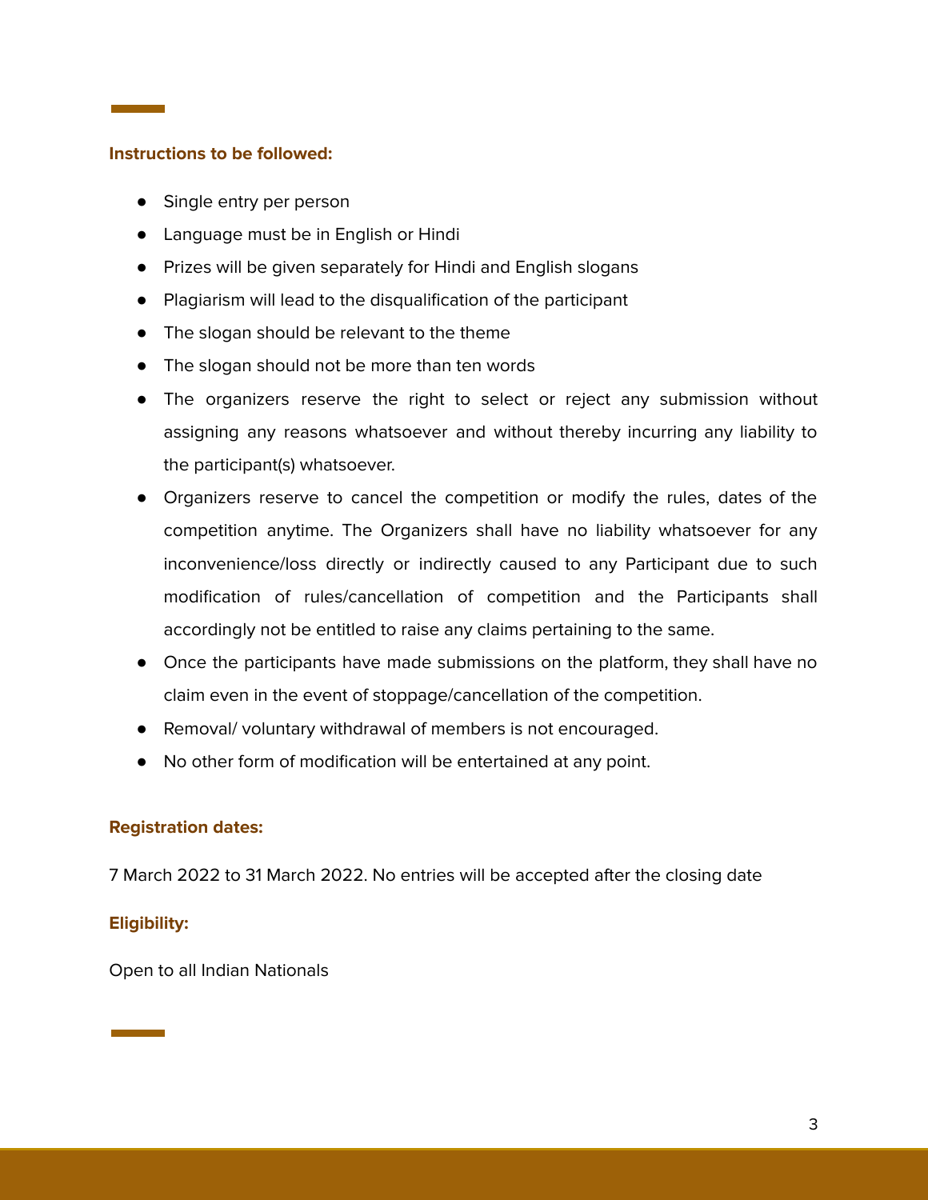**Instructions to be followed:**

- Single entry per person
- Language must be in English or Hindi
- Prizes will be given separately for Hindi and English slogans
- Plagiarism will lead to the disqualification of the participant
- The slogan should be relevant to the theme
- The slogan should not be more than ten words
- The organizers reserve the right to select or reject any submission without assigning any reasons whatsoever and without thereby incurring any liability to the participant(s) whatsoever.
- Organizers reserve to cancel the competition or modify the rules, dates of the competition anytime. The Organizers shall have no liability whatsoever for any inconvenience/loss directly or indirectly caused to any Participant due to such modification of rules/cancellation of competition and the Participants shall accordingly not be entitled to raise any claims pertaining to the same.
- Once the participants have made submissions on the platform, they shall have no claim even in the event of stoppage/cancellation of the competition.
- Removal/ voluntary withdrawal of members is not encouraged.
- No other form of modification will be entertained at any point.

**Registration dates:**

7 March 2022 to 31 March 2022. No entries will be accepted after the closing date

**Eligibility:**

Open to all Indian Nationals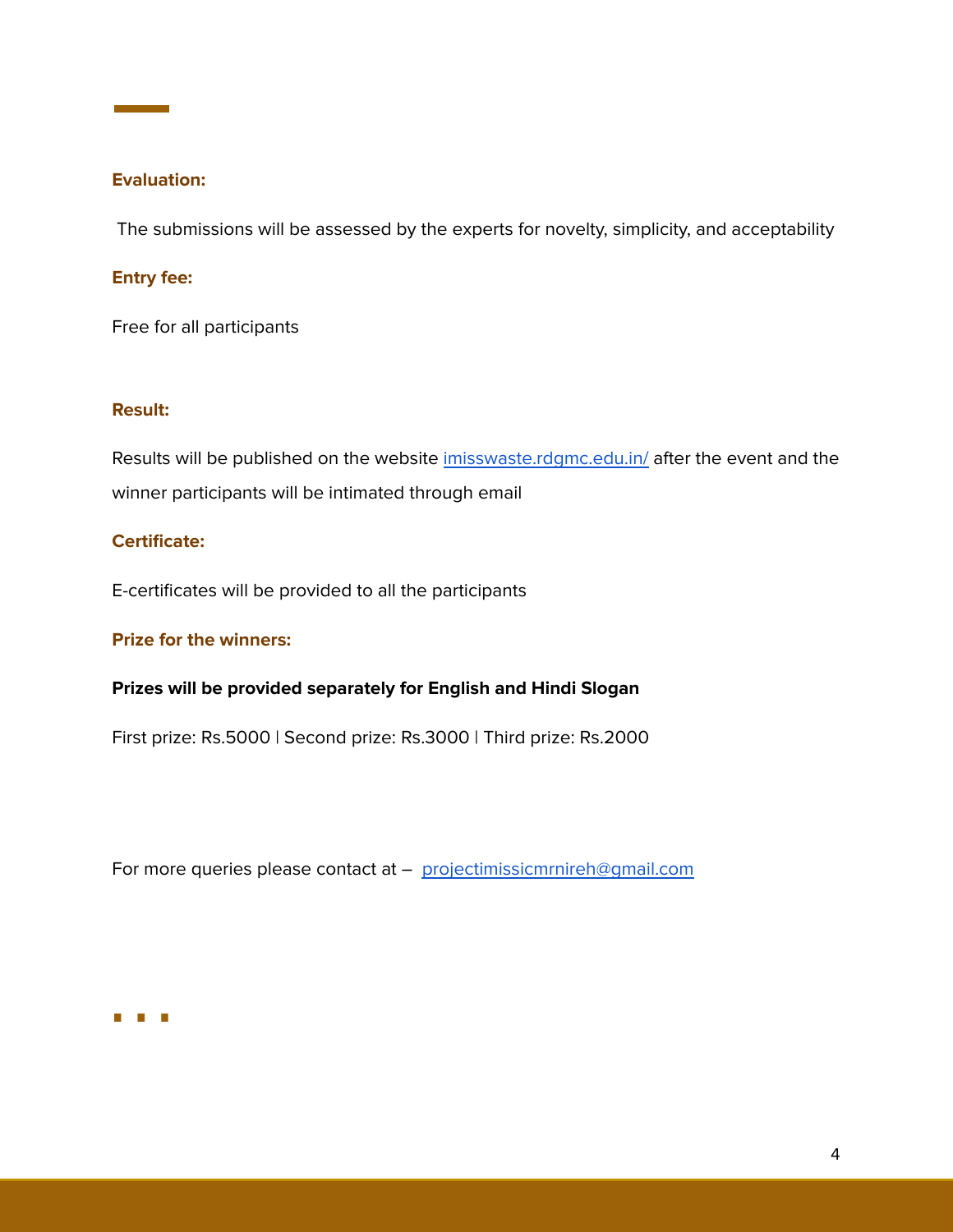**Evaluation:**

The submissions will be assessed by the experts for novelty, simplicity, and acceptability

**Entry fee:**

Free for all participants

**Result:**

Results will be published on the website [imisswaste.rdgmc.edu.in/](imisswaste.rdgmc.edu.in/) after the event and the winner participants will be intimated through email

**Certificate:**

E-certificates will be provided to all the participants

**Prize for the winners:**

**Prizes will be provided separately for English and Hindi Slogan**

First prize: Rs.5000 | Second prize: Rs.3000 | Third prize: Rs.2000

For more queries please contact at – [projectimissicmrnireh@gmail.com](mailto:projectimissicmrnireh@gmail.com)